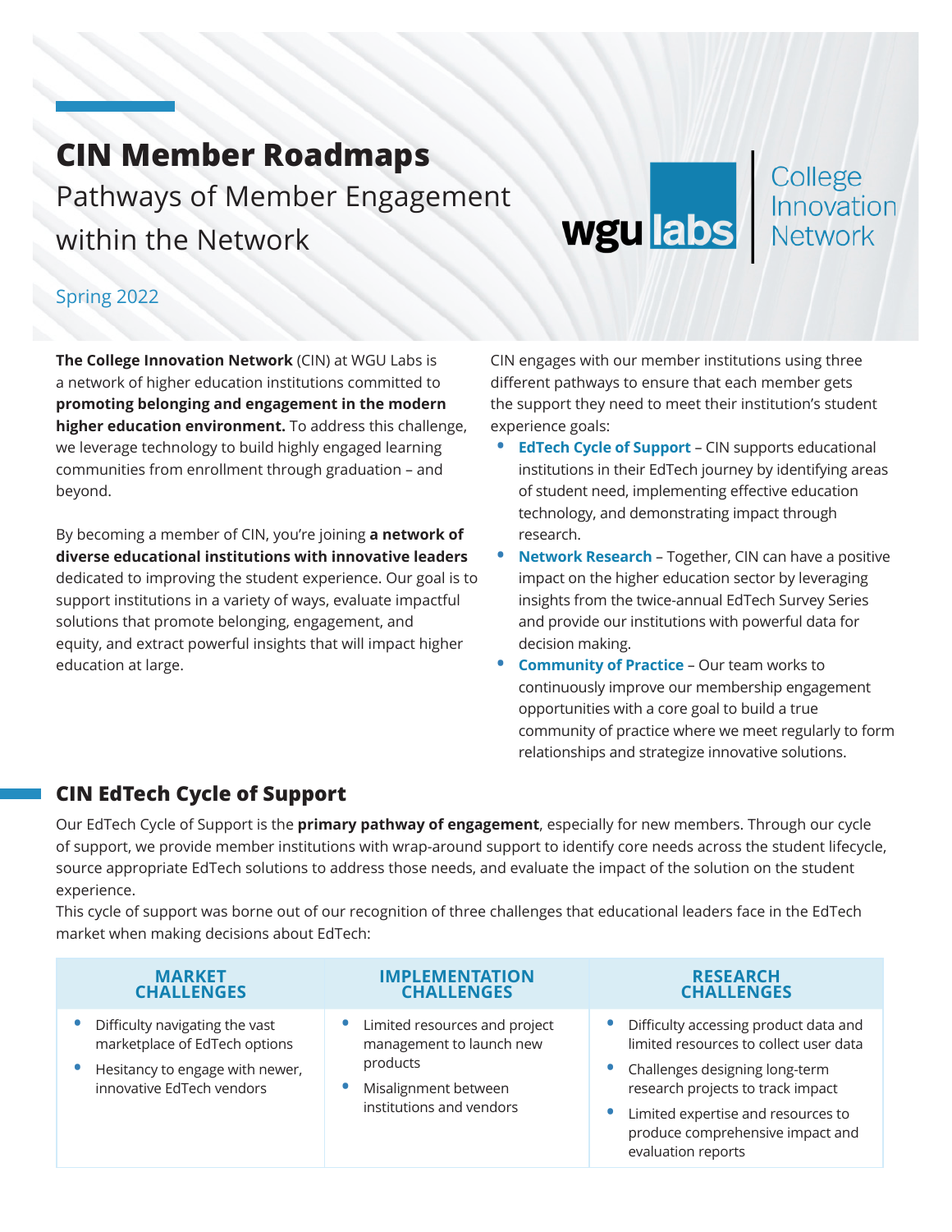# CIN Member Roadmaps

Pathways of Member Engagement within the Network

Spring 2022

**The College Innovation Network** (CIN) at WGU Labs is a network of higher education institutions committed to **promoting belonging and engagement in the modern higher education environment.** To address this challenge, we leverage technology to build highly engaged learning communities from enrollment through graduation – and beyond.

By becoming a member of CIN, you're joining **a network of diverse educational institutions with innovative leaders** dedicated to improving the student experience. Our goal is to support institutions in a variety of ways, evaluate impactful solutions that promote belonging, engagement, and equity, and extract powerful insights that will impact higher education at large.

CIN engages with our member institutions using three different pathways to ensure that each member gets the support they need to meet their institution's student experience goals:

- **EdTech Cycle of Support** – CIN supports educational institutions in their EdTech journey by identifying areas of student need, implementing effective education technology, and demonstrating impact through research.
- **Network Research** – Together, CIN can have a positive impact on the higher education sector by leveraging insights from the twice-annual EdTech Survey Series and provide our institutions with powerful data for decision making.
- **Community of Practice** – Our team works to continuously improve our membership engagement opportunities with a core goal to build a true community of practice where we meet regularly to form relationships and strategize innovative solutions.

## CIN EdTech Cycle of Support

Our EdTech Cycle of Support is the **primary pathway of engagement**, especially for new members. Through our cycle of support, we provide member institutions with wrap-around support to identify core needs across the student lifecycle, source appropriate EdTech solutions to address those needs, and evaluate the impact of the solution on the student experience.

This cycle of support was borne out of our recognition of three challenges that educational leaders face in the EdTech market when making decisions about EdTech:

| MARKET CHALLENGES | IMPLEMENTATION CHALLENGES | RESEARCH CHALLENGES |
|---|---|---|
| • Difficulty navigating the vast marketplace of EdTech options<br>• Hesitancy to engage with newer, innovative EdTech vendors | • Limited resources and project management to launch new products<br>• Misalignment between institutions and vendors | • Difficulty accessing product data and limited resources to collect user data<br>• Challenges designing long-term research projects to track impact<br>• Limited expertise and resources to produce comprehensive impact and evaluation reports |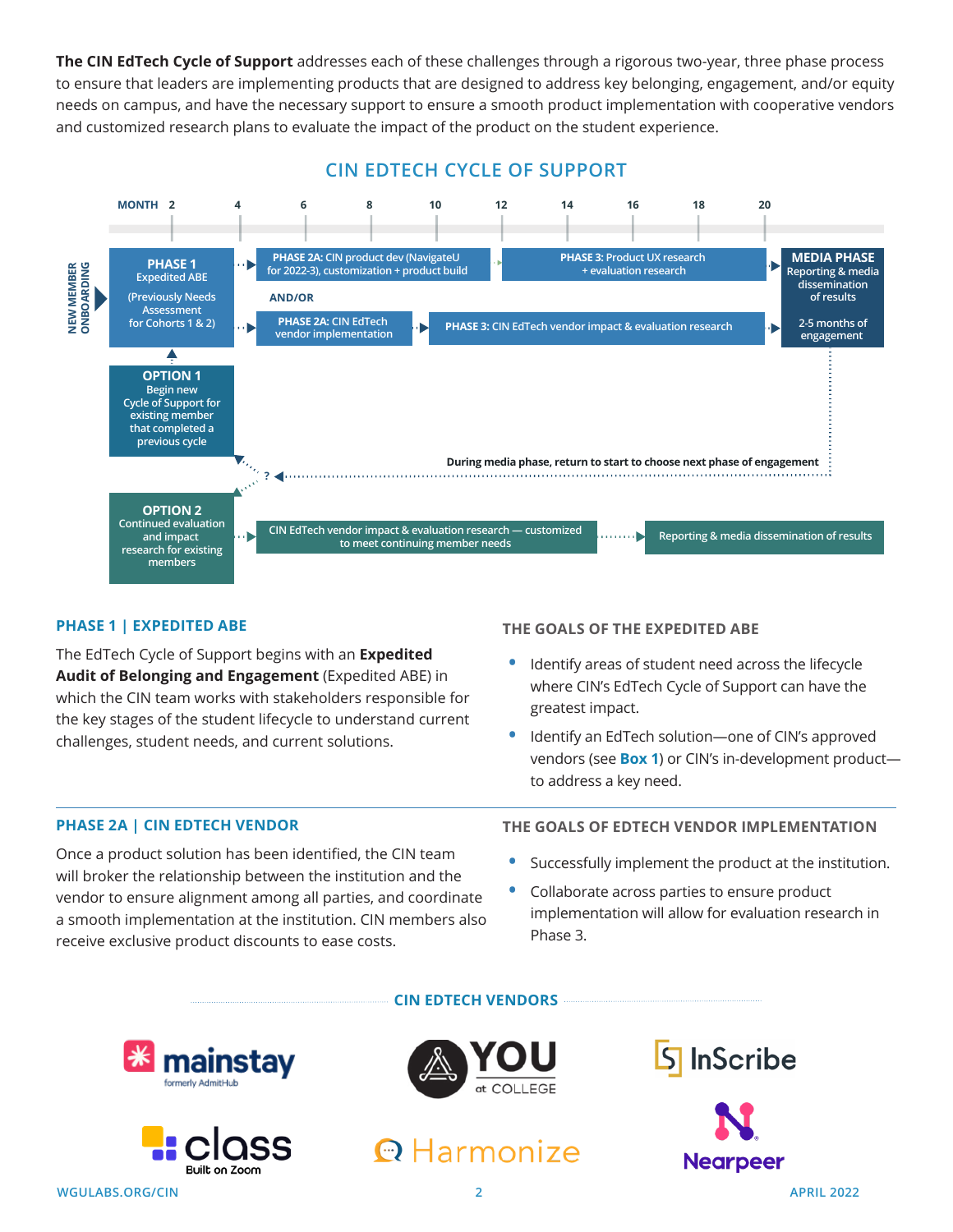**The CIN EdTech Cycle of Support** addresses each of these challenges through a rigorous two-year, three phase process to ensure that leaders are implementing products that are designed to address key belonging, engagement, and/or equity needs on campus, and have the necessary support to ensure a smooth product implementation with cooperative vendors and customized research plans to evaluate the impact of the product on the student experience.

## CIN EDTECH CYCLE OF SUPPORT

MONTH 2 4 6 8 10 12 14 16 18 20

NEW MEMBER ONBOARDING

**PHASE 1**
Expedited ABE
(Previously Needs Assessment for Cohorts 1 & 2)

**PHASE 2A:** CIN product dev (NavigateU for 2022-3), customization + product build

AND/OR

**PHASE 2A:** CIN EdTech vendor implementation

**PHASE 3:** Product UX research + evaluation research

**PHASE 3:** CIN EdTech vendor impact & evaluation research

**MEDIA PHASE**
Reporting & media dissemination of results
2-5 months of engagement

**OPTION 1**
Begin new Cycle of Support for existing member that completed a previous cycle

During media phase, return to start to choose next phase of engagement

**OPTION 2**
Continued evaluation and impact research for existing members

CIN EdTech vendor impact & evaluation research — customized to meet continuing member needs

Reporting & media dissemination of results

### PHASE 1 | EXPEDITED ABE

The EdTech Cycle of Support begins with an **Expedited Audit of Belonging and Engagement** (Expedited ABE) in which the CIN team works with stakeholders responsible for the key stages of the student lifecycle to understand current challenges, student needs, and current solutions.

### THE GOALS OF THE EXPEDITED ABE

- Identify areas of student need across the lifecycle where CIN's EdTech Cycle of Support can have the greatest impact.
- Identify an EdTech solution—one of CIN's approved vendors (see **Box 1**) or CIN's in-development product—to address a key need.

### PHASE 2A | CIN EDTECH VENDOR

Once a product solution has been identified, the CIN team will broker the relationship between the institution and the vendor to ensure alignment among all parties, and coordinate a smooth implementation at the institution. CIN members also receive exclusive product discounts to ease costs.

### THE GOALS OF EDTECH VENDOR IMPLEMENTATION

- Successfully implement the product at the institution.
- Collaborate across parties to ensure product implementation will allow for evaluation research in Phase 3.

### CIN EDTECH VENDORS

mainstay (formerly AdmitHub)

YOU at COLLEGE

InScribe

class (Built on Zoom)

Harmonize

Nearpeer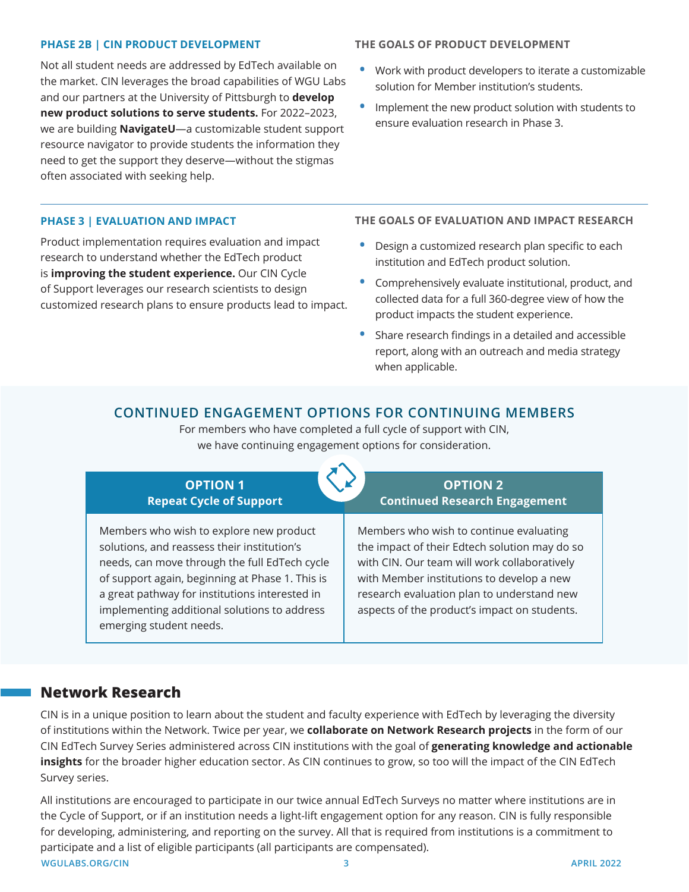### PHASE 2B | CIN PRODUCT DEVELOPMENT

Not all student needs are addressed by EdTech available on the market. CIN leverages the broad capabilities of WGU Labs and our partners at the University of Pittsburgh to **develop new product solutions to serve students.** For 2022–2023, we are building **NavigateU**—a customizable student support resource navigator to provide students the information they need to get the support they deserve—without the stigmas often associated with seeking help.

#### THE GOALS OF PRODUCT DEVELOPMENT

- Work with product developers to iterate a customizable solution for Member institution's students.
- Implement the new product solution with students to ensure evaluation research in Phase 3.

### PHASE 3 | EVALUATION AND IMPACT

Product implementation requires evaluation and impact research to understand whether the EdTech product is **improving the student experience.** Our CIN Cycle of Support leverages our research scientists to design customized research plans to ensure products lead to impact.

#### THE GOALS OF EVALUATION AND IMPACT RESEARCH

- Design a customized research plan specific to each institution and EdTech product solution.
- Comprehensively evaluate institutional, product, and collected data for a full 360-degree view of how the product impacts the student experience.
- Share research findings in a detailed and accessible report, along with an outreach and media strategy when applicable.

### CONTINUED ENGAGEMENT OPTIONS FOR CONTINUING MEMBERS

For members who have completed a full cycle of support with CIN, we have continuing engagement options for consideration.

| OPTION 1<br>Repeat Cycle of Support | OPTION 2<br>Continued Research Engagement |
| --- | --- |
| Members who wish to explore new product solutions, and reassess their institution's needs, can move through the full EdTech cycle of support again, beginning at Phase 1. This is a great pathway for institutions interested in implementing additional solutions to address emerging student needs. | Members who wish to continue evaluating the impact of their Edtech solution may do so with CIN. Our team will work collaboratively with Member institutions to develop a new research evaluation plan to understand new aspects of the product's impact on students. |

## Network Research

CIN is in a unique position to learn about the student and faculty experience with EdTech by leveraging the diversity of institutions within the Network. Twice per year, we **collaborate on Network Research projects** in the form of our CIN EdTech Survey Series administered across CIN institutions with the goal of **generating knowledge and actionable insights** for the broader higher education sector. As CIN continues to grow, so too will the impact of the CIN EdTech Survey series.

All institutions are encouraged to participate in our twice annual EdTech Surveys no matter where institutions are in the Cycle of Support, or if an institution needs a light-lift engagement option for any reason. CIN is fully responsible for developing, administering, and reporting on the survey. All that is required from institutions is a commitment to participate and a list of eligible participants (all participants are compensated).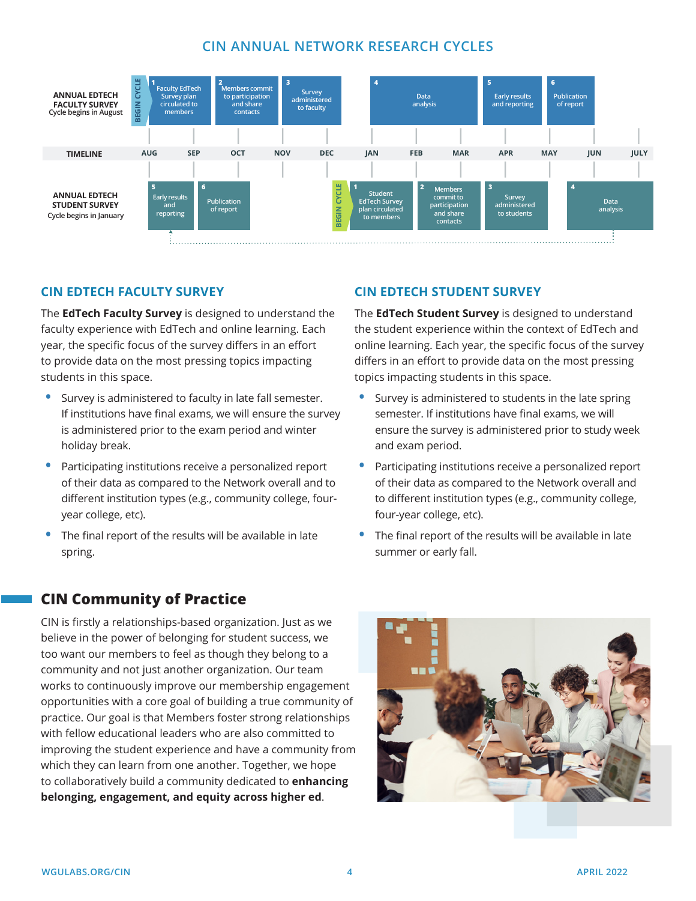## CIN ANNUAL NETWORK RESEARCH CYCLES

| | AUG | SEP | OCT | NOV | DEC | JAN | FEB | MAR | APR | MAY | JUN | JULY |
|---|---|---|---|---|---|---|---|---|---|---|---|---|
| **ANNUAL EDTECH FACULTY SURVEY** Cycle begins in August | BEGIN CYCLE — 1 Faculty EdTech Survey plan circulated to members | | 2 Members commit to participation and share contacts | 3 Survey administered to faculty | | 4 Data analysis | | | 5 Early results and reporting | 6 Publication of report | | |
| **ANNUAL EDTECH STUDENT SURVEY** Cycle begins in January | 5 Early results and reporting | 6 Publication of report | | | BEGIN CYCLE — 1 Student EdTech Survey plan circulated to members | | 2 Members commit to participation and share contacts | 3 Survey administered to students | | 4 Data analysis | | |

## CIN EDTECH FACULTY SURVEY

The **EdTech Faculty Survey** is designed to understand the faculty experience with EdTech and online learning. Each year, the specific focus of the survey differs in an effort to provide data on the most pressing topics impacting students in this space.

- Survey is administered to faculty in late fall semester. If institutions have final exams, we will ensure the survey is administered prior to the exam period and winter holiday break.
- Participating institutions receive a personalized report of their data as compared to the Network overall and to different institution types (e.g., community college, four-year college, etc).
- The final report of the results will be available in late spring.

## CIN EDTECH STUDENT SURVEY

The **EdTech Student Survey** is designed to understand the student experience within the context of EdTech and online learning. Each year, the specific focus of the survey differs in an effort to provide data on the most pressing topics impacting students in this space.

- Survey is administered to students in the late spring semester. If institutions have final exams, we will ensure the survey is administered prior to study week and exam period.
- Participating institutions receive a personalized report of their data as compared to the Network overall and to different institution types (e.g., community college, four-year college, etc).
- The final report of the results will be available in late summer or early fall.

# CIN Community of Practice

CIN is firstly a relationships-based organization. Just as we believe in the power of belonging for student success, we too want our members to feel as though they belong to a community and not just another organization. Our team works to continuously improve our membership engagement opportunities with a core goal of building a true community of practice. Our goal is that Members foster strong relationships with fellow educational leaders who are also committed to improving the student experience and have a community from which they can learn from one another. Together, we hope to collaboratively build a community dedicated to **enhancing belonging, engagement, and equity across higher ed**.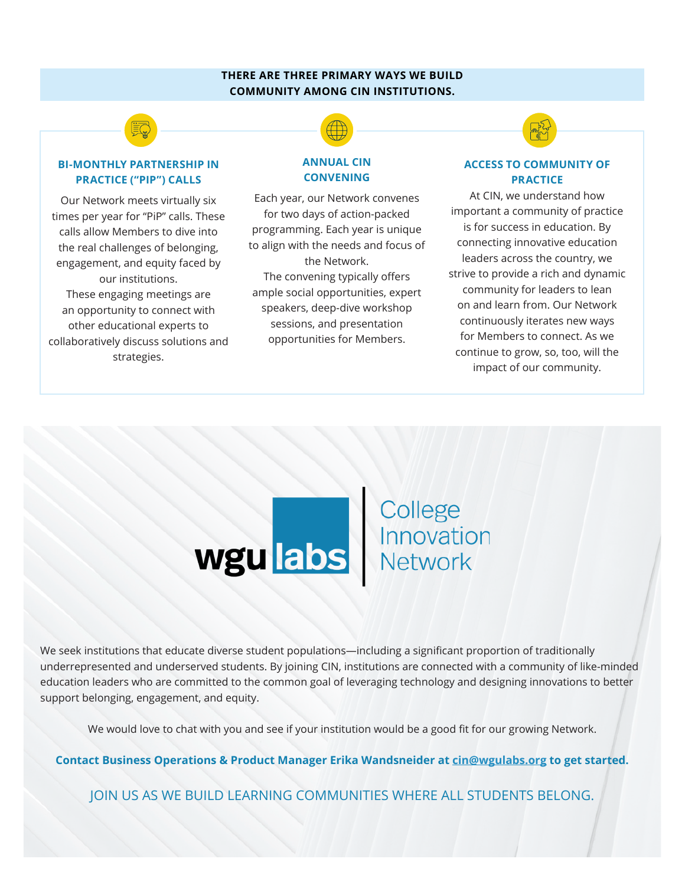**THERE ARE THREE PRIMARY WAYS WE BUILD COMMUNITY AMONG CIN INSTITUTIONS.**

### BI-MONTHLY PARTNERSHIP IN PRACTICE ("PIP") CALLS

Our Network meets virtually six times per year for "PiP" calls. These calls allow Members to dive into the real challenges of belonging, engagement, and equity faced by our institutions.

These engaging meetings are an opportunity to connect with other educational experts to collaboratively discuss solutions and strategies.

### ANNUAL CIN CONVENING

Each year, our Network convenes for two days of action-packed programming. Each year is unique to align with the needs and focus of the Network.

The convening typically offers ample social opportunities, expert speakers, deep-dive workshop sessions, and presentation opportunities for Members.

### ACCESS TO COMMUNITY OF PRACTICE

At CIN, we understand how important a community of practice is for success in education. By connecting innovative education leaders across the country, we strive to provide a rich and dynamic community for leaders to lean on and learn from. Our Network continuously iterates new ways for Members to connect. As we continue to grow, so, too, will the impact of our community.

wgu labs | College Innovation Network

We seek institutions that educate diverse student populations—including a significant proportion of traditionally underrepresented and underserved students. By joining CIN, institutions are connected with a community of like-minded education leaders who are committed to the common goal of leveraging technology and designing innovations to better support belonging, engagement, and equity.

We would love to chat with you and see if your institution would be a good fit for our growing Network.

**Contact Business Operations & Product Manager Erika Wandsneider at cin@wgulabs.org to get started.**

JOIN US AS WE BUILD LEARNING COMMUNITIES WHERE ALL STUDENTS BELONG.